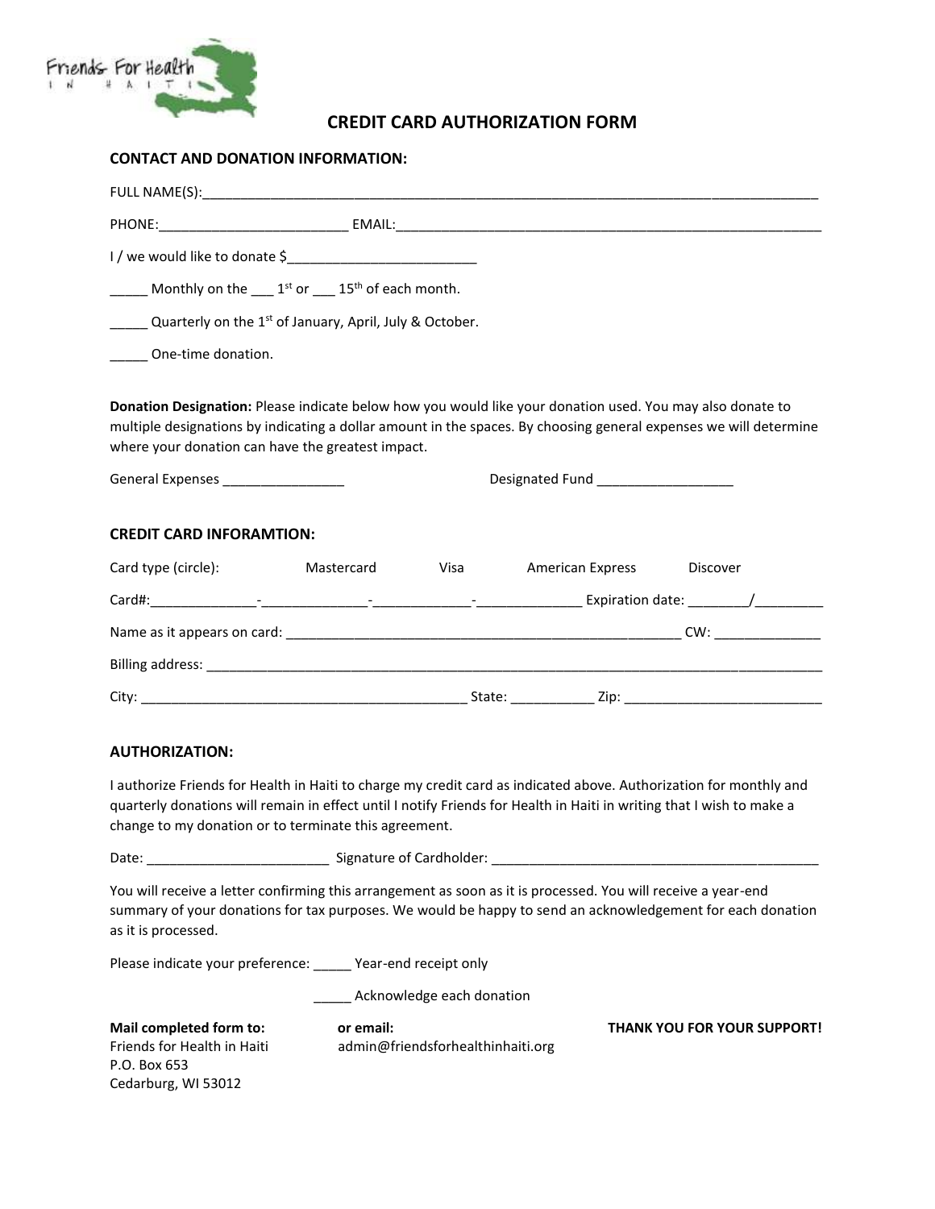Friends For Health IN HAITI

# CREDIT CARD AUTHORIZATION FORM

## CONTACT AND DONATION INFORMATION:

FULL NAME(S):_______________________________________________________________________________

PHONE:_________________________ EMAIL:_________________________________________________________

I / we would like to donate $_________________________

_____ Monthly on the ___ 1st or ___ 15th of each month.

_____ Quarterly on the 1st of January, April, July & October.

_____ One-time donation.

**Donation Designation:** Please indicate below how you would like your donation used. You may also donate to multiple designations by indicating a dollar amount in the spaces. By choosing general expenses we will determine where your donation can have the greatest impact.

General Expenses ________________ Designated Fund __________________

## CREDIT CARD INFORAMTION:

Card type (circle): Mastercard Visa American Express Discover

Card#:______________-______________-_____________-______________ Expiration date: ________/_________

Name as it appears on card: ____________________________________________________ CW: ______________

Billing address: ______________________________________________________________________________

City: ___________________________________________ State: ___________ Zip: __________________________

## AUTHORIZATION:

I authorize Friends for Health in Haiti to charge my credit card as indicated above. Authorization for monthly and quarterly donations will remain in effect until I notify Friends for Health in Haiti in writing that I wish to make a change to my donation or to terminate this agreement.

Date: ________________________ Signature of Cardholder: _____________________________________________

You will receive a letter confirming this arrangement as soon as it is processed. You will receive a year-end summary of your donations for tax purposes. We would be happy to send an acknowledgement for each donation as it is processed.

Please indicate your preference: _____ Year-end receipt only

_____ Acknowledge each donation

**Mail completed form to:**
Friends for Health in Haiti
P.O. Box 653
Cedarburg, WI 53012

**or email:**
admin@friendsforhealthinhaiti.org

**THANK YOU FOR YOUR SUPPORT!**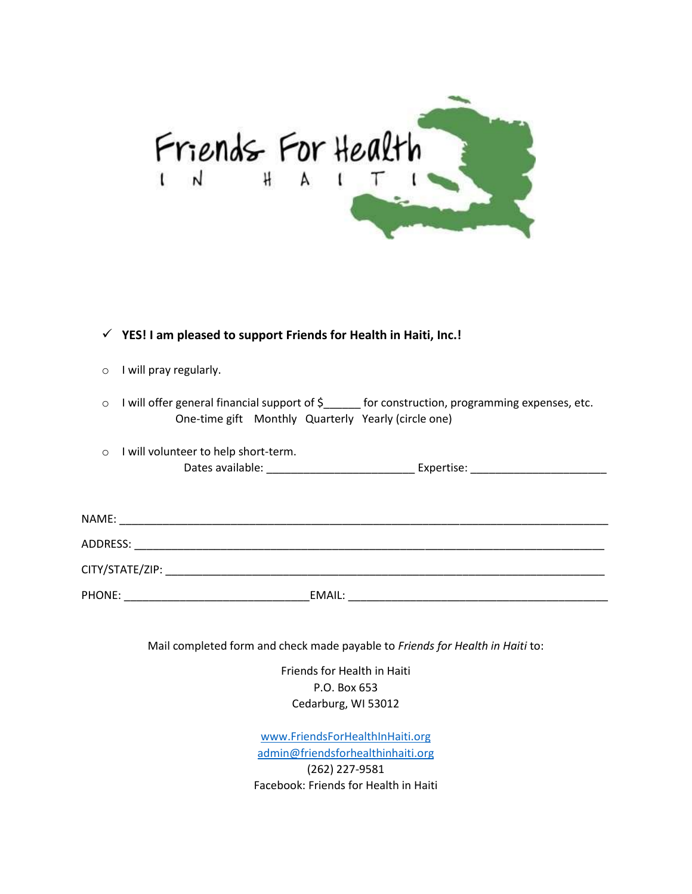Friends For Health
IN HAITI

✓ **YES! I am pleased to support Friends for Health in Haiti, Inc.!**

○ I will pray regularly.

○ I will offer general financial support of $______ for construction, programming expenses, etc.
One-time gift   Monthly   Quarterly   Yearly (circle one)

○ I will volunteer to help short-term.
Dates available: ________________________ Expertise: ______________________

NAME: ________________________________________________________________________________

ADDRESS: _____________________________________________________________________________

CITY/STATE/ZIP: _______________________________________________________________________

PHONE: ______________________________ EMAIL: ___________________________________________

Mail completed form and check made payable to *Friends for Health in Haiti* to:

Friends for Health in Haiti
P.O. Box 653
Cedarburg, WI 53012

www.FriendsForHealthInHaiti.org
admin@friendsforhealthinhaiti.org
(262) 227-9581
Facebook: Friends for Health in Haiti